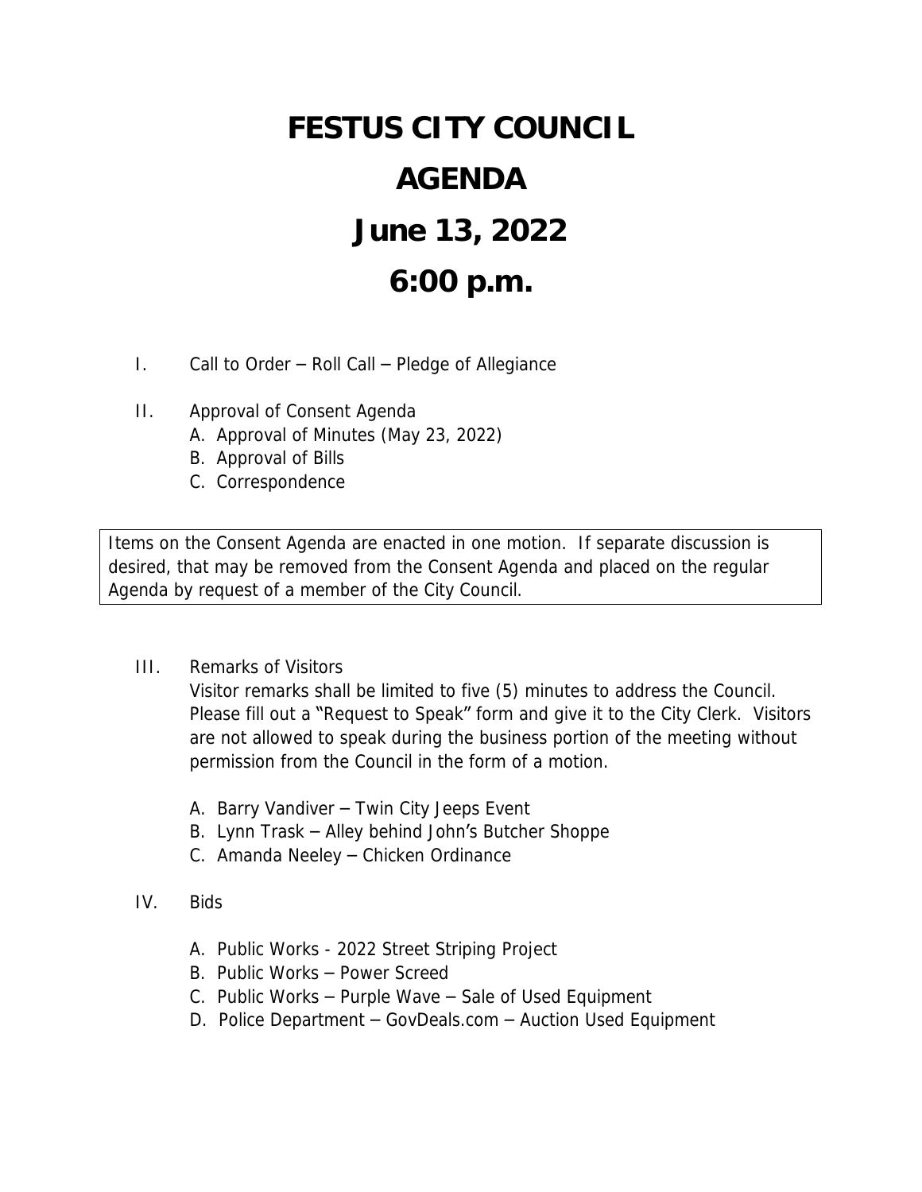# FESTUS CITY COUNCIL

# AGENDA

# June 13, 2022

# 6:00 p.m.

I. Call to Order – Roll Call – Pledge of Allegiance

II. Approval of Consent Agenda
   - A. Approval of Minutes (May 23, 2022)
   - B. Approval of Bills
   - C. Correspondence

> Items on the Consent Agenda are enacted in one motion. If separate discussion is desired, that may be removed from the Consent Agenda and placed on the regular Agenda by request of a member of the City Council.

III. Remarks of Visitors

   Visitor remarks shall be limited to five (5) minutes to address the Council. Please fill out a "Request to Speak" form and give it to the City Clerk. Visitors are not allowed to speak during the business portion of the meeting without permission from the Council in the form of a motion.

   - A. Barry Vandiver – Twin City Jeeps Event
   - B. Lynn Trask – Alley behind John's Butcher Shoppe
   - C. Amanda Neeley – Chicken Ordinance

IV. Bids

   - A. Public Works - 2022 Street Striping Project
   - B. Public Works – Power Screed
   - C. Public Works – Purple Wave – Sale of Used Equipment
   - D. Police Department – GovDeals.com – Auction Used Equipment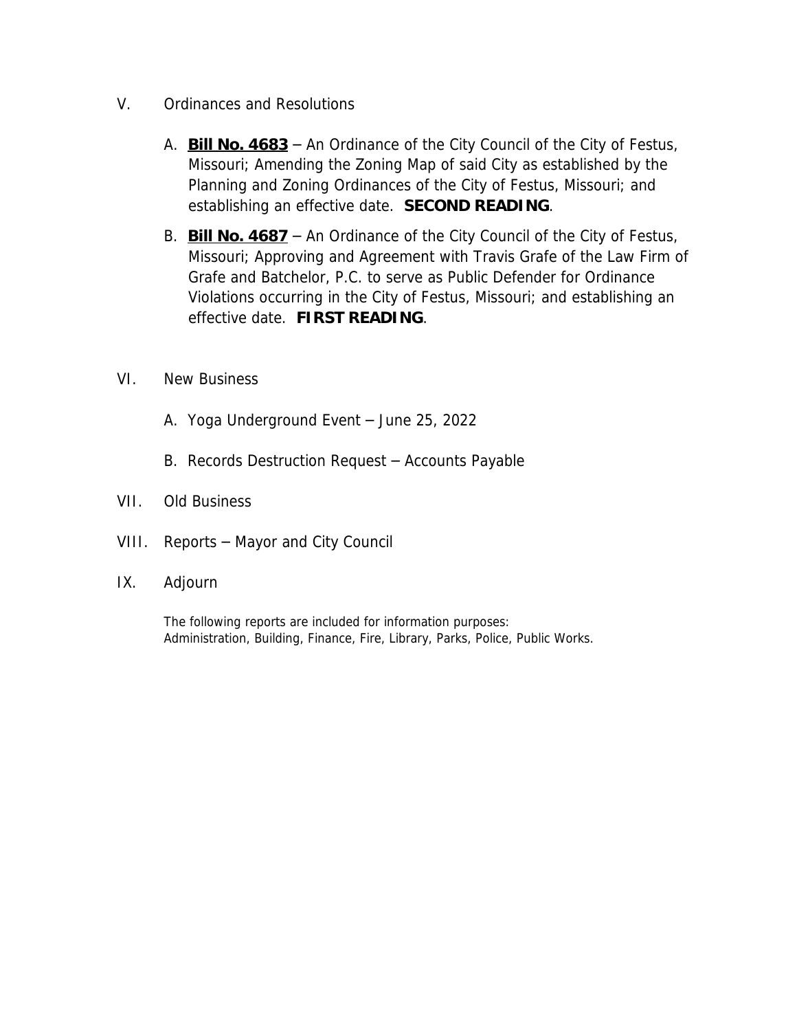V. Ordinances and Resolutions

   A. **Bill No. 4683** – An Ordinance of the City Council of the City of Festus, Missouri; Amending the Zoning Map of said City as established by the Planning and Zoning Ordinances of the City of Festus, Missouri; and establishing an effective date. **SECOND READING**.

   B. **Bill No. 4687** – An Ordinance of the City Council of the City of Festus, Missouri; Approving and Agreement with Travis Grafe of the Law Firm of Grafe and Batchelor, P.C. to serve as Public Defender for Ordinance Violations occurring in the City of Festus, Missouri; and establishing an effective date. **FIRST READING**.

VI. New Business

   A. Yoga Underground Event – June 25, 2022

   B. Records Destruction Request – Accounts Payable

VII. Old Business

VIII. Reports – Mayor and City Council

IX. Adjourn

The following reports are included for information purposes:
Administration, Building, Finance, Fire, Library, Parks, Police, Public Works.